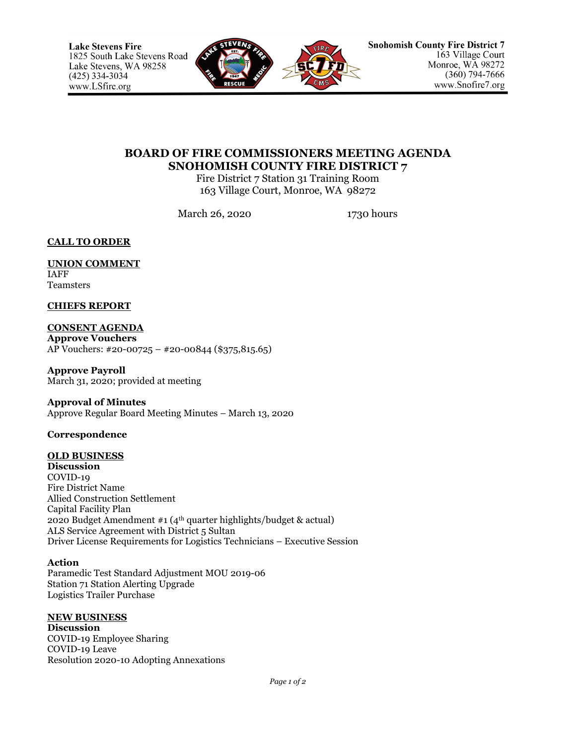Lake Stevens Fire
1825 South Lake Stevens Road
Lake Stevens, WA 98258
(425) 334-3034
www.LSfire.org

Snohomish County Fire District 7
163 Village Court
Monroe, WA 98272
(360) 794-7666
www.Snofire7.org

# BOARD OF FIRE COMMISSIONERS MEETING AGENDA
# SNOHOMISH COUNTY FIRE DISTRICT 7

Fire District 7 Station 31 Training Room
163 Village Court, Monroe, WA 98272

March 26, 2020 1730 hours

## CALL TO ORDER

## UNION COMMENT

IAFF
Teamsters

## CHIEFS REPORT

## CONSENT AGENDA

**Approve Vouchers**
AP Vouchers: #20-00725 – #20-00844 ($375,815.65)

**Approve Payroll**
March 31, 2020; provided at meeting

**Approval of Minutes**
Approve Regular Board Meeting Minutes – March 13, 2020

**Correspondence**

## OLD BUSINESS

**Discussion**
COVID-19
Fire District Name
Allied Construction Settlement
Capital Facility Plan
2020 Budget Amendment #1 (4th quarter highlights/budget & actual)
ALS Service Agreement with District 5 Sultan
Driver License Requirements for Logistics Technicians – Executive Session

**Action**
Paramedic Test Standard Adjustment MOU 2019-06
Station 71 Station Alerting Upgrade
Logistics Trailer Purchase

## NEW BUSINESS

**Discussion**
COVID-19 Employee Sharing
COVID-19 Leave
Resolution 2020-10 Adopting Annexations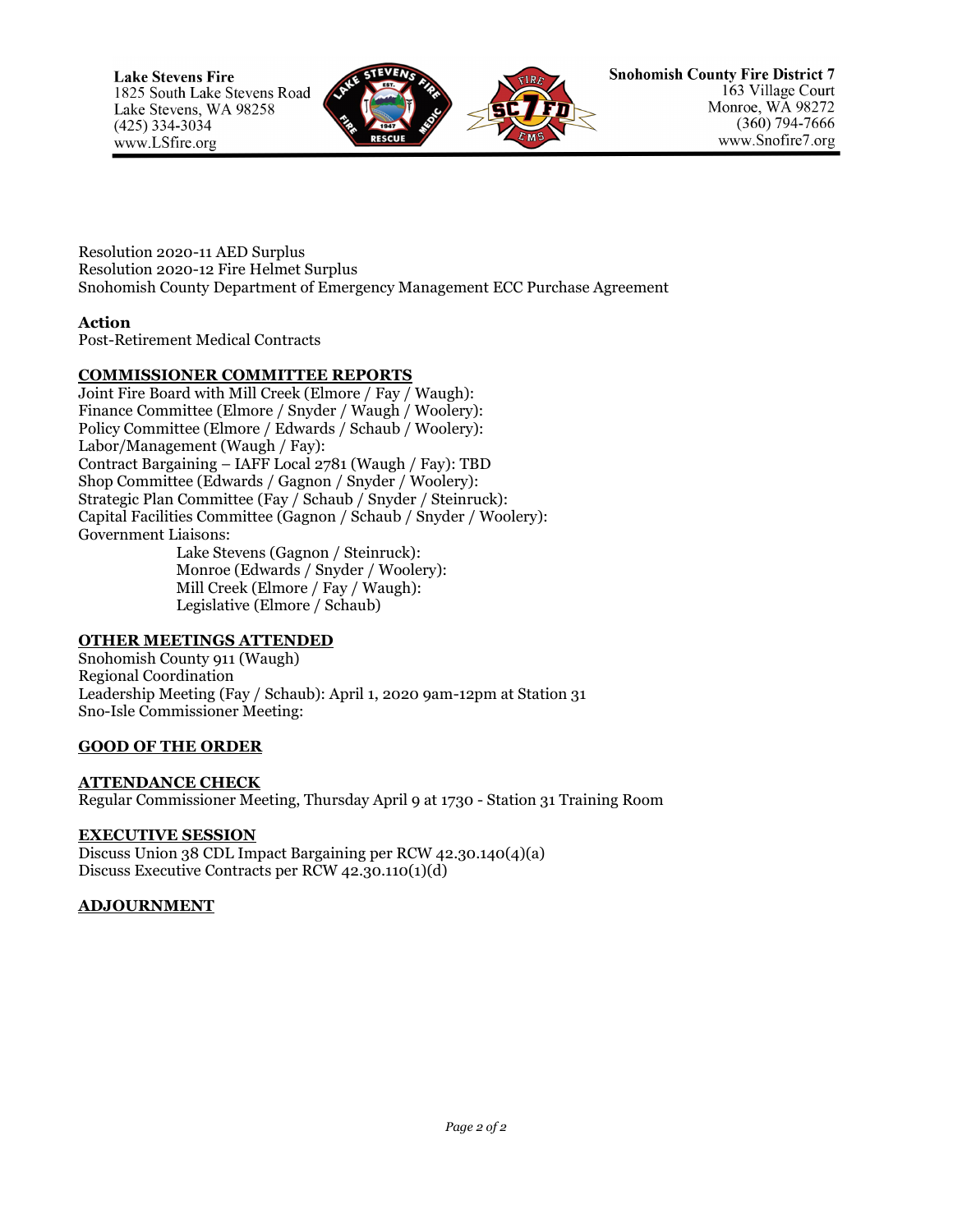Resolution 2020-11 AED Surplus
Resolution 2020-12 Fire Helmet Surplus
Snohomish County Department of Emergency Management ECC Purchase Agreement

**Action**
Post-Retirement Medical Contracts

## COMMISSIONER COMMITTEE REPORTS

Joint Fire Board with Mill Creek (Elmore / Fay / Waugh):
Finance Committee (Elmore / Snyder / Waugh / Woolery):
Policy Committee (Elmore / Edwards / Schaub / Woolery):
Labor/Management (Waugh / Fay):
Contract Bargaining – IAFF Local 2781 (Waugh / Fay): TBD
Shop Committee (Edwards / Gagnon / Snyder / Woolery):
Strategic Plan Committee (Fay / Schaub / Snyder / Steinruck):
Capital Facilities Committee (Gagnon / Schaub / Snyder / Woolery):
Government Liaisons:

- Lake Stevens (Gagnon / Steinruck):
- Monroe (Edwards / Snyder / Woolery):
- Mill Creek (Elmore / Fay / Waugh):
- Legislative (Elmore / Schaub)

## OTHER MEETINGS ATTENDED

Snohomish County 911 (Waugh)
Regional Coordination
Leadership Meeting (Fay / Schaub): April 1, 2020 9am-12pm at Station 31
Sno-Isle Commissioner Meeting:

## GOOD OF THE ORDER

## ATTENDANCE CHECK

Regular Commissioner Meeting, Thursday April 9 at 1730 - Station 31 Training Room

## EXECUTIVE SESSION

Discuss Union 38 CDL Impact Bargaining per RCW 42.30.140(4)(a)
Discuss Executive Contracts per RCW 42.30.110(1)(d)

## ADJOURNMENT